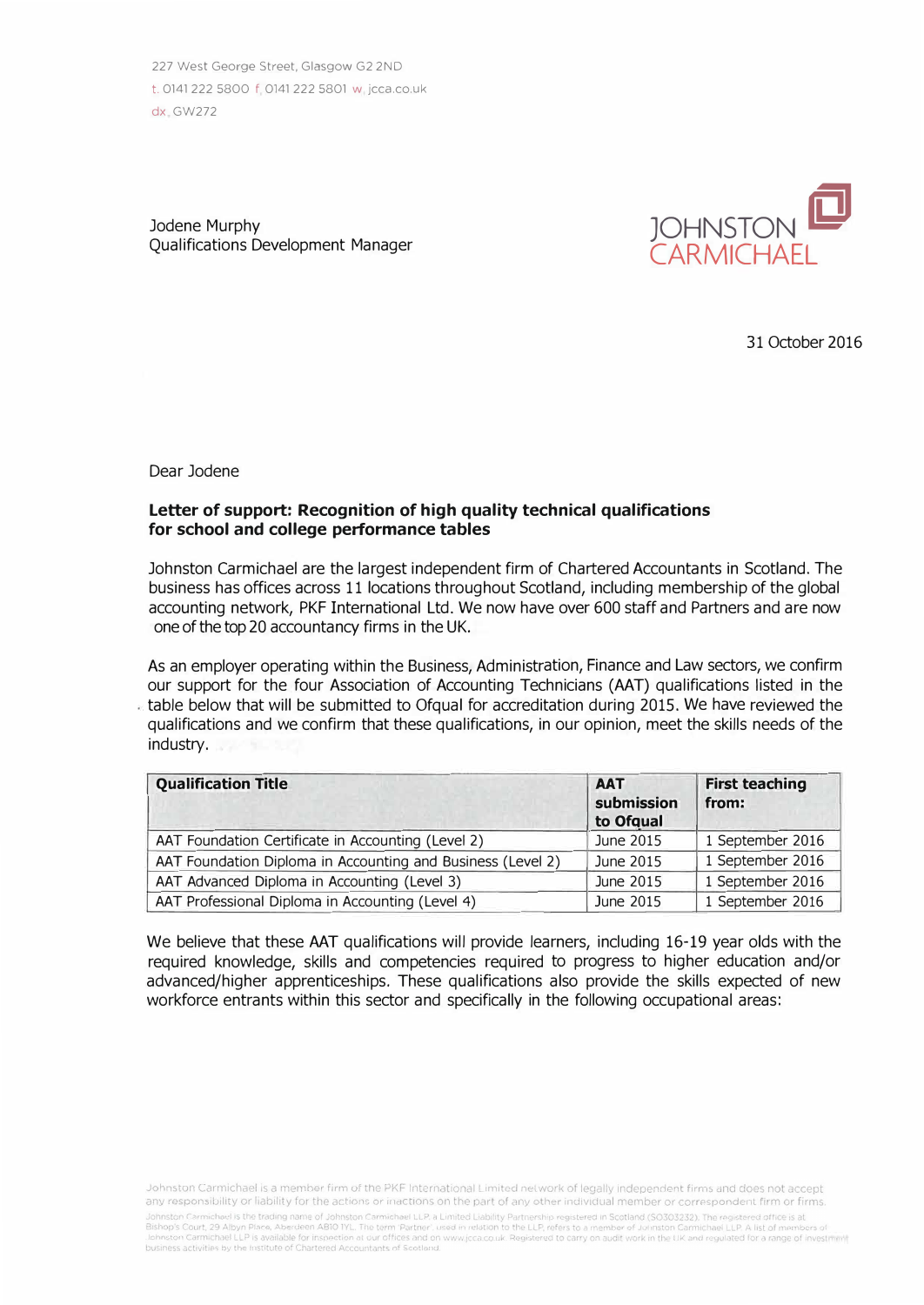227 West George Street, Glasgow G2 2ND
t. 0141 222 5800 f. 0141 222 5801 w. jcca.co.uk
dx. GW272

Jodene Murphy
Qualifications Development Manager

JOHNSTON CARMICHAEL

31 October 2016

Dear Jodene

**Letter of support: Recognition of high quality technical qualifications for school and college performance tables**

Johnston Carmichael are the largest independent firm of Chartered Accountants in Scotland. The business has offices across 11 locations throughout Scotland, including membership of the global accounting network, PKF International Ltd. We now have over 600 staff and Partners and are now one of the top 20 accountancy firms in the UK.

As an employer operating within the Business, Administration, Finance and Law sectors, we confirm our support for the four Association of Accounting Technicians (AAT) qualifications listed in the table below that will be submitted to Ofqual for accreditation during 2015. We have reviewed the qualifications and we confirm that these qualifications, in our opinion, meet the skills needs of the industry.

| Qualification Title | AAT submission to Ofqual | First teaching from: |
|---|---|---|
| AAT Foundation Certificate in Accounting (Level 2) | June 2015 | 1 September 2016 |
| AAT Foundation Diploma in Accounting and Business (Level 2) | June 2015 | 1 September 2016 |
| AAT Advanced Diploma in Accounting (Level 3) | June 2015 | 1 September 2016 |
| AAT Professional Diploma in Accounting (Level 4) | June 2015 | 1 September 2016 |

We believe that these AAT qualifications will provide learners, including 16-19 year olds with the required knowledge, skills and competencies required to progress to higher education and/or advanced/higher apprenticeships. These qualifications also provide the skills expected of new workforce entrants within this sector and specifically in the following occupational areas:

Johnston Carmichael is a member firm of the PKF International Limited network of legally independent firms and does not accept any responsibility or liability for the actions or inactions on the part of any other individual member or correspondent firm or firms.

Johnston Carmichael is the trading name of Johnston Carmichael LLP, a Limited Liability Partnership registered in Scotland (SO303232). The registered office is at Bishop's Court, 29 Albyn Place, Aberdeen AB10 1YL. The term 'Partner', used in relation to the LLP, refers to a member of Johnston Carmichael LLP. A list of members of Johnston Carmichael LLP is available for inspection at our offices and on www.jcca.co.uk. Registered to carry on audit work in the UK and regulated for a range of investment business activities by the Institute of Chartered Accountants of Scotland.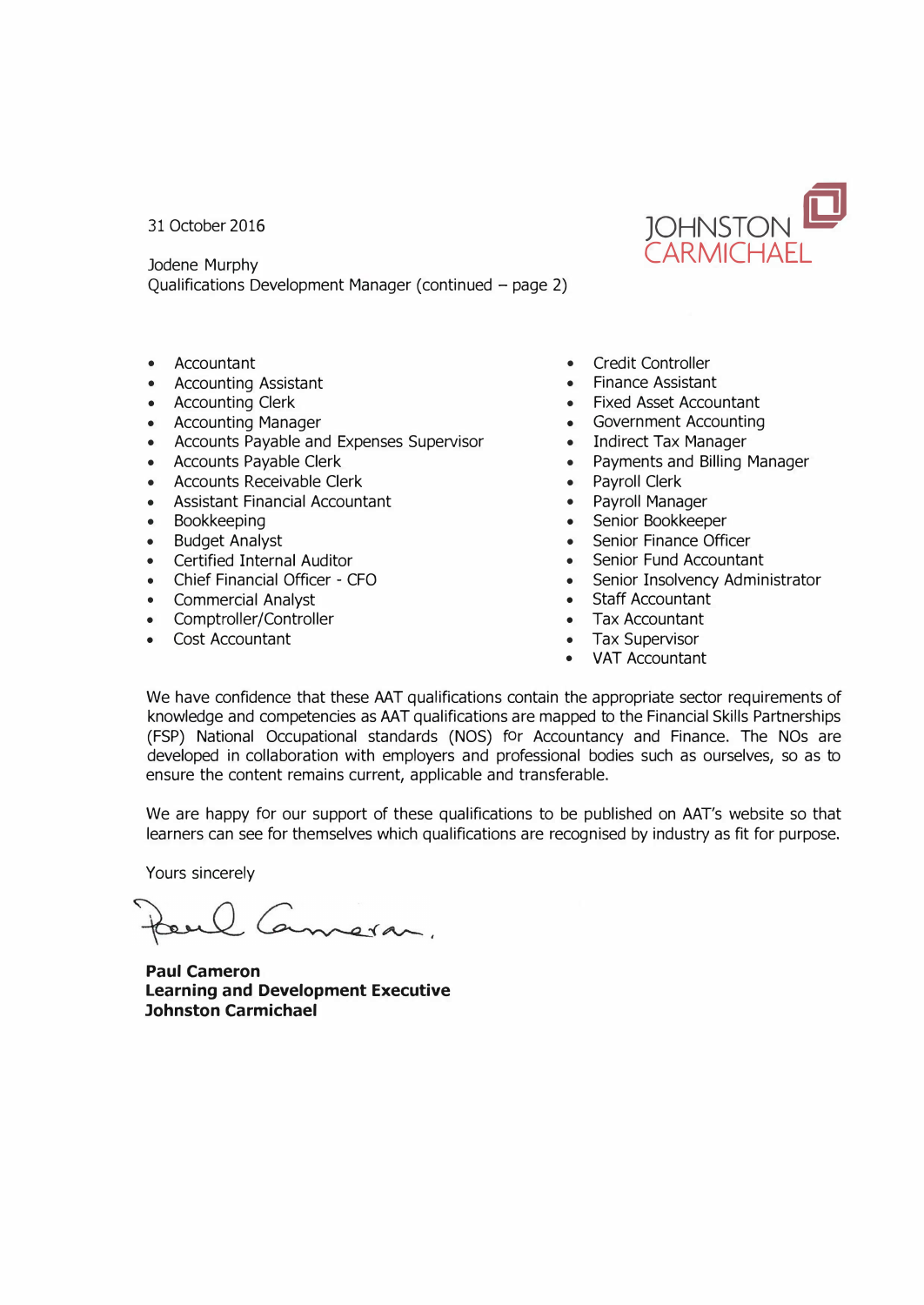JOHNSTON CARMICHAEL

31 October 2016

Jodene Murphy
Qualifications Development Manager (continued – page 2)

- Accountant
- Accounting Assistant
- Accounting Clerk
- Accounting Manager
- Accounts Payable and Expenses Supervisor
- Accounts Payable Clerk
- Accounts Receivable Clerk
- Assistant Financial Accountant
- Bookkeeping
- Budget Analyst
- Certified Internal Auditor
- Chief Financial Officer - CFO
- Commercial Analyst
- Comptroller/Controller
- Cost Accountant
- Credit Controller
- Finance Assistant
- Fixed Asset Accountant
- Government Accounting
- Indirect Tax Manager
- Payments and Billing Manager
- Payroll Clerk
- Payroll Manager
- Senior Bookkeeper
- Senior Finance Officer
- Senior Fund Accountant
- Senior Insolvency Administrator
- Staff Accountant
- Tax Accountant
- Tax Supervisor
- VAT Accountant

We have confidence that these AAT qualifications contain the appropriate sector requirements of knowledge and competencies as AAT qualifications are mapped to the Financial Skills Partnerships (FSP) National Occupational standards (NOS) for Accountancy and Finance. The NOs are developed in collaboration with employers and professional bodies such as ourselves, so as to ensure the content remains current, applicable and transferable.

We are happy for our support of these qualifications to be published on AAT's website so that learners can see for themselves which qualifications are recognised by industry as fit for purpose.

Yours sincerely

Paul Cameron.

**Paul Cameron**
**Learning and Development Executive**
**Johnston Carmichael**